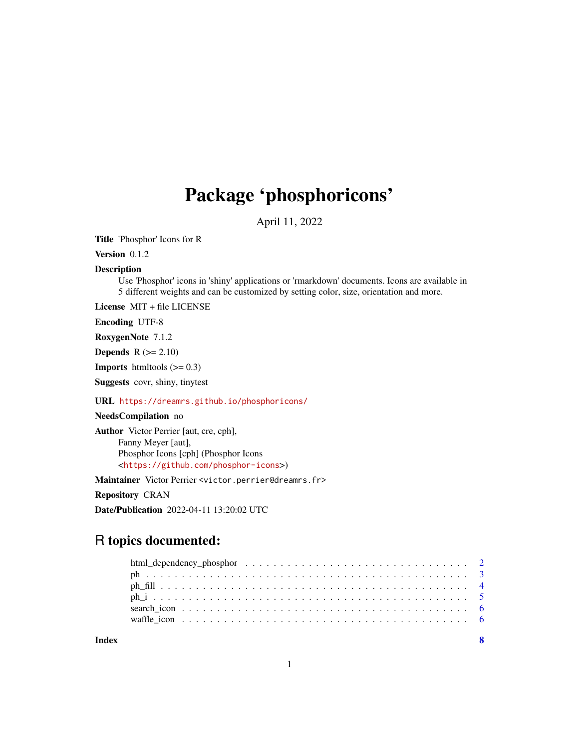# Package 'phosphoricons'

April 11, 2022

**Title** 'Phosphor' Icons for R

**Version** 0.1.2

**Description**
Use 'Phosphor' icons in 'shiny' applications or 'rmarkdown' documents. Icons are available in 5 different weights and can be customized by setting color, size, orientation and more.

**License** MIT + file LICENSE

**Encoding** UTF-8

**RoxygenNote** 7.1.2

**Depends** R (>= 2.10)

**Imports** htmltools (>= 0.3)

**Suggests** covr, shiny, tinytest

**URL** https://dreamrs.github.io/phosphoricons/

**NeedsCompilation** no

**Author** Victor Perrier [aut, cre, cph],
Fanny Meyer [aut],
Phosphor Icons [cph] (Phosphor Icons
<https://github.com/phosphor-icons>)

**Maintainer** Victor Perrier <victor.perrier@dreamrs.fr>

**Repository** CRAN

**Date/Publication** 2022-04-11 13:20:02 UTC

## R topics documented:

| | |
|---|---|
| html_dependency_phosphor | 2 |
| ph | 3 |
| ph_fill | 4 |
| ph_i | 5 |
| search_icon | 6 |
| waffle_icon | 6 |
| **Index** | **8** |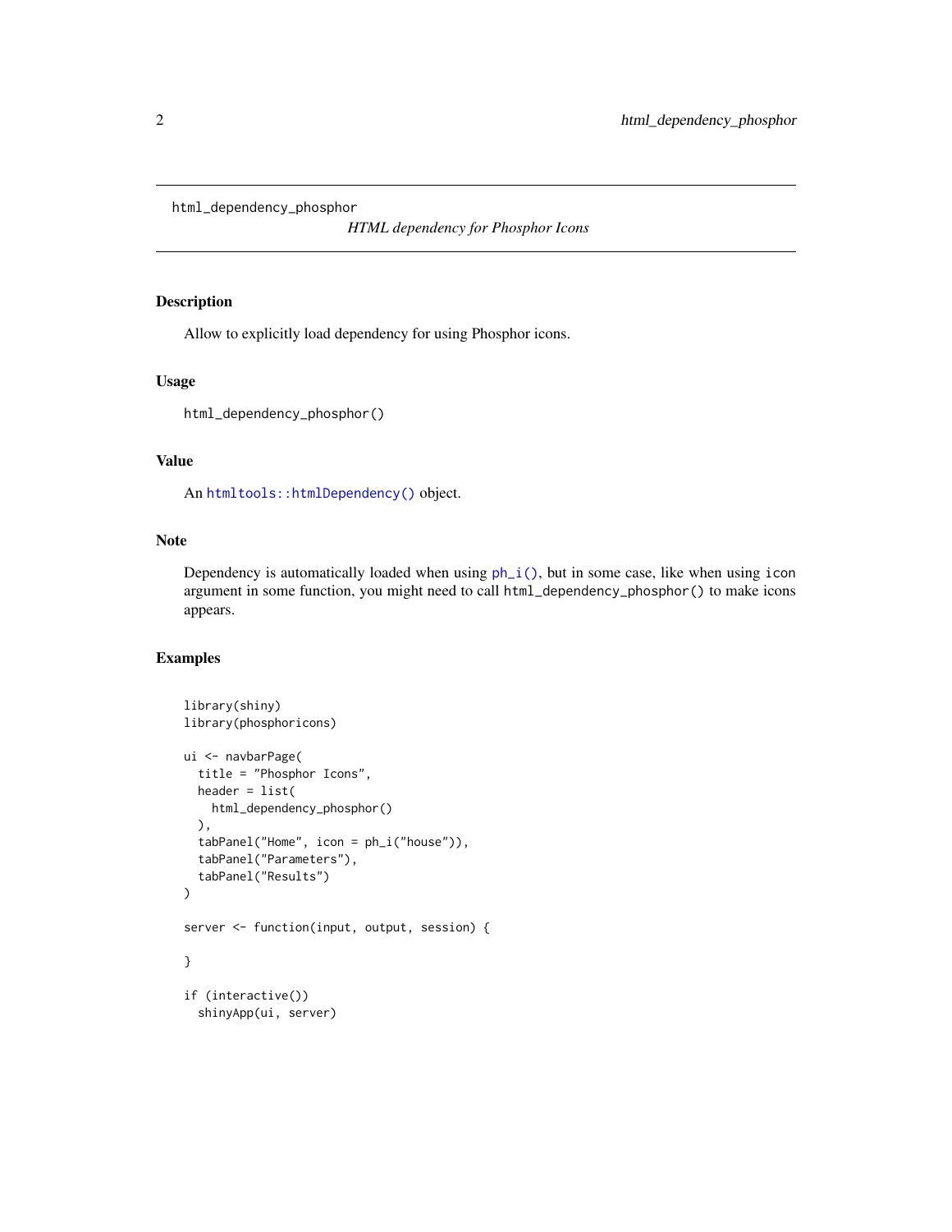`html_dependency_phosphor` *HTML dependency for Phosphor Icons*

## Description

Allow to explicitly load dependency for using Phosphor icons.

## Usage

```
html_dependency_phosphor()
```

## Value

An `htmltools::htmlDependency()` object.

## Note

Dependency is automatically loaded when using `ph_i()`, but in some case, like when using `icon` argument in some function, you might need to call `html_dependency_phosphor()` to make icons appears.

## Examples

```
library(shiny)
library(phosphoricons)

ui <- navbarPage(
  title = "Phosphor Icons",
  header = list(
    html_dependency_phosphor()
  ),
  tabPanel("Home", icon = ph_i("house")),
  tabPanel("Parameters"),
  tabPanel("Results")
)

server <- function(input, output, session) {

}

if (interactive())
  shinyApp(ui, server)
```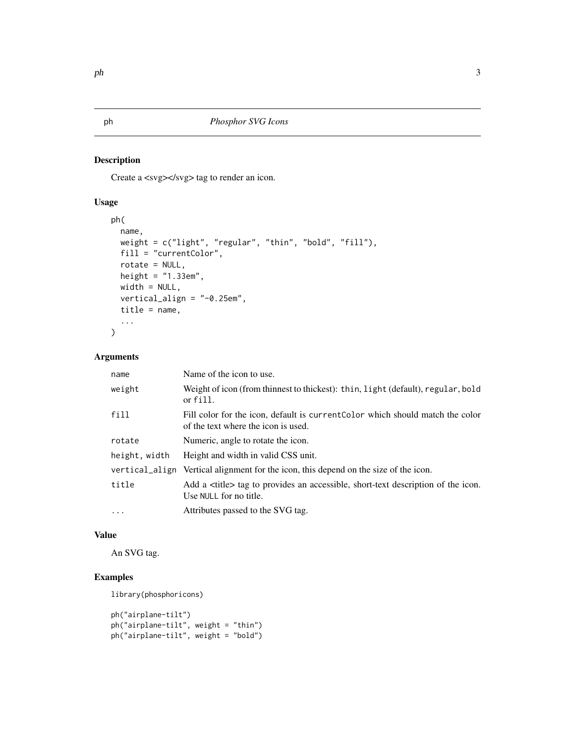# ph *Phosphor SVG Icons*

## Description

Create a <svg></svg> tag to render an icon.

## Usage

```
ph(
  name,
  weight = c("light", "regular", "thin", "bold", "fill"),
  fill = "currentColor",
  rotate = NULL,
  height = "1.33em",
  width = NULL,
  vertical_align = "-0.25em",
  title = name,
  ...
)
```

## Arguments

| | |
|---|---|
| `name` | Name of the icon to use. |
| `weight` | Weight of icon (from thinnest to thickest): `thin`, `light` (default), `regular`, `bold` or `fill`. |
| `fill` | Fill color for the icon, default is `currentColor` which should match the color of the text where the icon is used. |
| `rotate` | Numeric, angle to rotate the icon. |
| `height, width` | Height and width in valid CSS unit. |
| `vertical_align` | Vertical alignment for the icon, this depend on the size of the icon. |
| `title` | Add a <title> tag to provides an accessible, short-text description of the icon. Use `NULL` for no title. |
| `...` | Attributes passed to the SVG tag. |

## Value

An SVG tag.

## Examples

```
library(phosphoricons)

ph("airplane-tilt")
ph("airplane-tilt", weight = "thin")
ph("airplane-tilt", weight = "bold")
```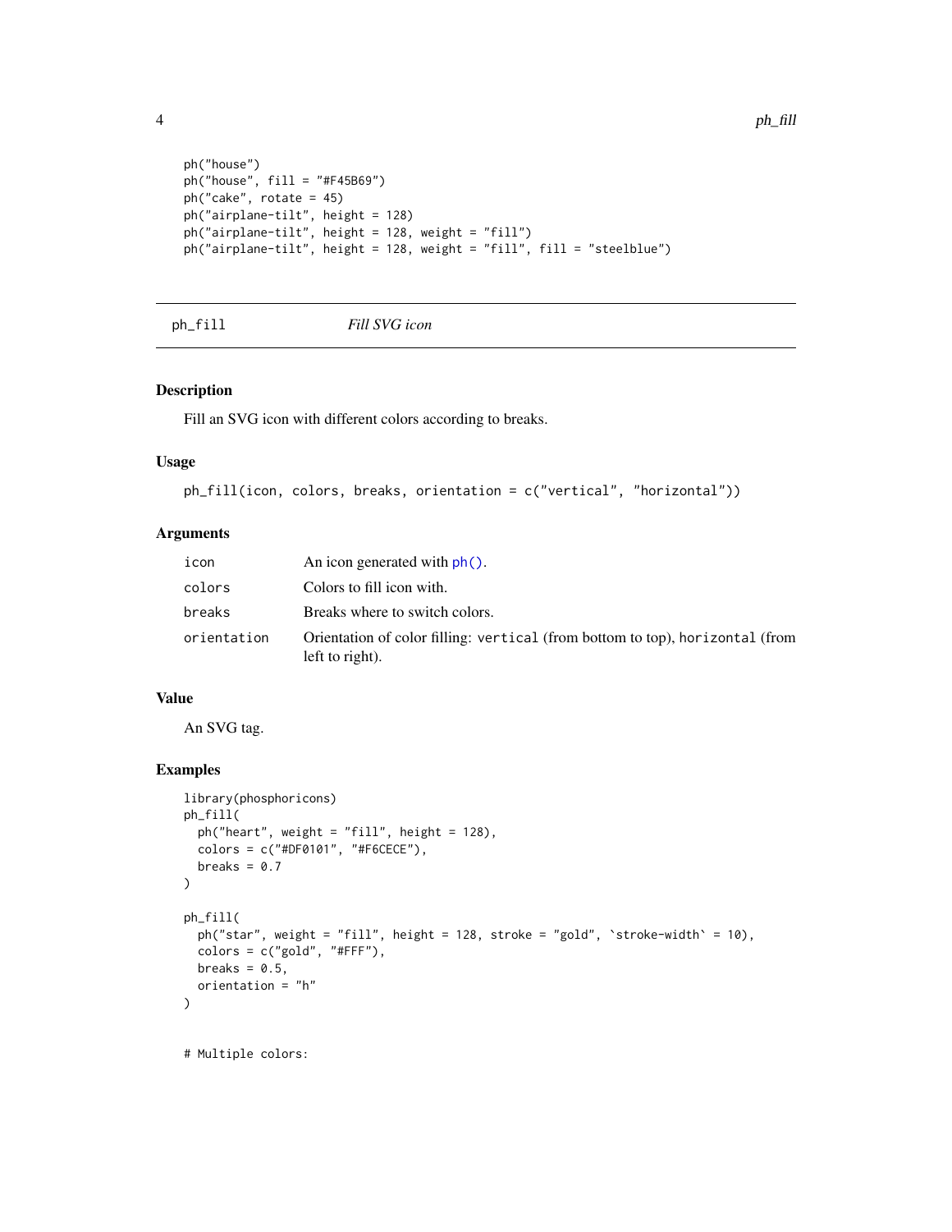```
ph("house")
ph("house", fill = "#F45B69")
ph("cake", rotate = 45)
ph("airplane-tilt", height = 128)
ph("airplane-tilt", height = 128, weight = "fill")
ph("airplane-tilt", height = 128, weight = "fill", fill = "steelblue")
```

## ph_fill *Fill SVG icon*

### Description

Fill an SVG icon with different colors according to breaks.

### Usage

```
ph_fill(icon, colors, breaks, orientation = c("vertical", "horizontal"))
```

### Arguments

| | |
|---|---|
| icon | An icon generated with ph(). |
| colors | Colors to fill icon with. |
| breaks | Breaks where to switch colors. |
| orientation | Orientation of color filling: vertical (from bottom to top), horizontal (from left to right). |

### Value

An SVG tag.

### Examples

```
library(phosphoricons)
ph_fill(
  ph("heart", weight = "fill", height = 128),
  colors = c("#DF0101", "#F6CECE"),
  breaks = 0.7
)

ph_fill(
  ph("star", weight = "fill", height = 128, stroke = "gold", `stroke-width` = 10),
  colors = c("gold", "#FFF"),
  breaks = 0.5,
  orientation = "h"
)


# Multiple colors:
```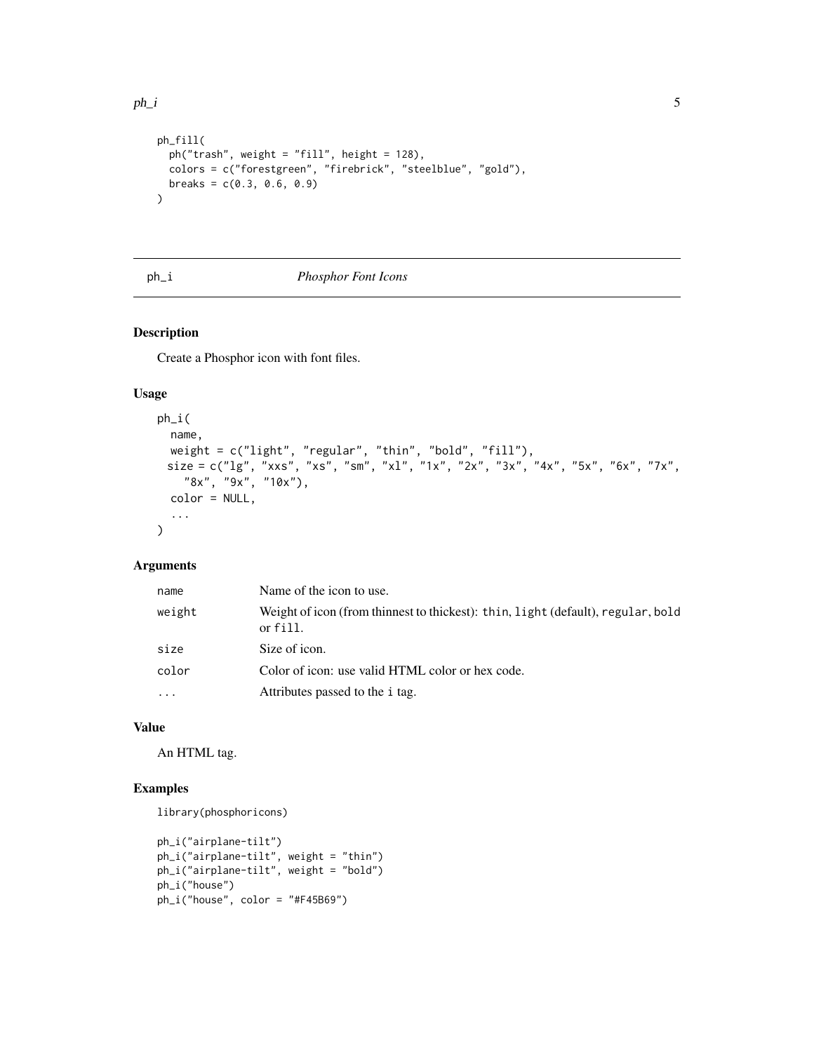```
ph_fill(
  ph("trash", weight = "fill", height = 128),
  colors = c("forestgreen", "firebrick", "steelblue", "gold"),
  breaks = c(0.3, 0.6, 0.9)
)
```

## ph_i — *Phosphor Font Icons*

### Description

Create a Phosphor icon with font files.

### Usage

```
ph_i(
  name,
  weight = c("light", "regular", "thin", "bold", "fill"),
  size = c("lg", "xxs", "xs", "sm", "xl", "1x", "2x", "3x", "4x", "5x", "6x", "7x",
    "8x", "9x", "10x"),
  color = NULL,
  ...
)
```

### Arguments

| | |
|---|---|
| name | Name of the icon to use. |
| weight | Weight of icon (from thinnest to thickest): thin, light (default), regular, bold or fill. |
| size | Size of icon. |
| color | Color of icon: use valid HTML color or hex code. |
| ... | Attributes passed to the i tag. |

### Value

An HTML tag.

### Examples

```
library(phosphoricons)

ph_i("airplane-tilt")
ph_i("airplane-tilt", weight = "thin")
ph_i("airplane-tilt", weight = "bold")
ph_i("house")
ph_i("house", color = "#F45B69")
```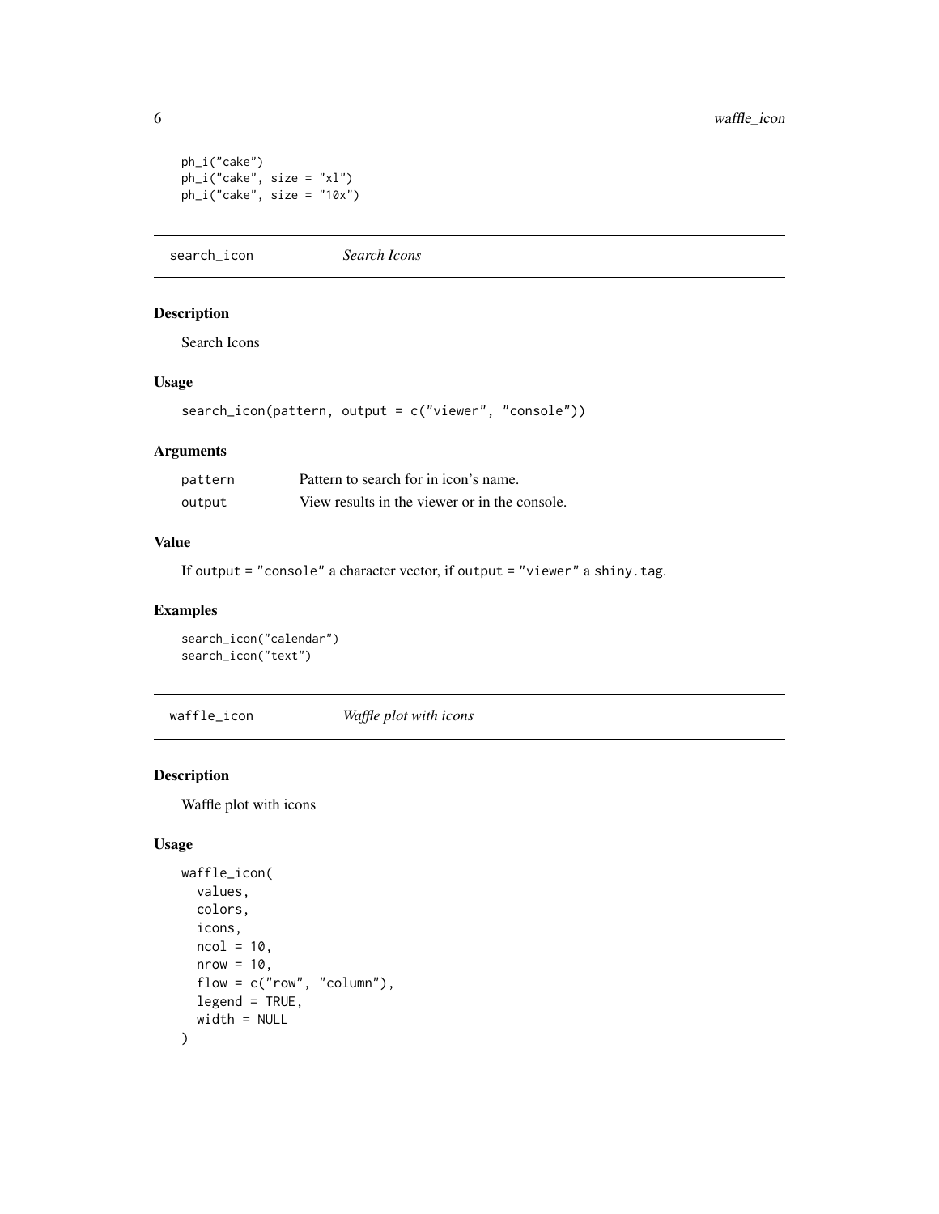```
ph_i("cake")
ph_i("cake", size = "xl")
ph_i("cake", size = "10x")
```

## search_icon *Search Icons*

### Description

Search Icons

### Usage

```
search_icon(pattern, output = c("viewer", "console"))
```

### Arguments

| | |
|---|---|
| pattern | Pattern to search for in icon's name. |
| output | View results in the viewer or in the console. |

### Value

If `output = "console"` a character vector, if `output = "viewer"` a `shiny.tag`.

### Examples

```
search_icon("calendar")
search_icon("text")
```

## waffle_icon *Waffle plot with icons*

### Description

Waffle plot with icons

### Usage

```
waffle_icon(
  values,
  colors,
  icons,
  ncol = 10,
  nrow = 10,
  flow = c("row", "column"),
  legend = TRUE,
  width = NULL
)
```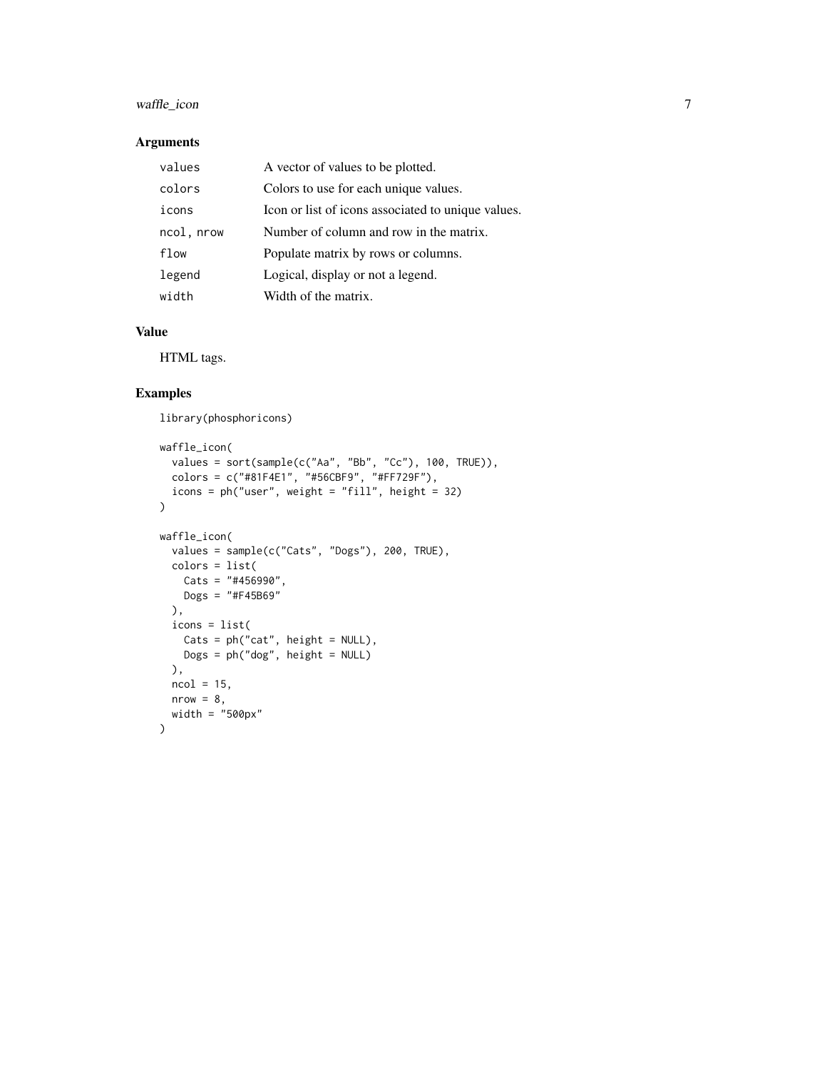## Arguments

| | |
|---|---|
| `values` | A vector of values to be plotted. |
| `colors` | Colors to use for each unique values. |
| `icons` | Icon or list of icons associated to unique values. |
| `ncol, nrow` | Number of column and row in the matrix. |
| `flow` | Populate matrix by rows or columns. |
| `legend` | Logical, display or not a legend. |
| `width` | Width of the matrix. |

## Value

HTML tags.

## Examples

```
library(phosphoricons)

waffle_icon(
  values = sort(sample(c("Aa", "Bb", "Cc"), 100, TRUE)),
  colors = c("#81F4E1", "#56CBF9", "#FF729F"),
  icons = ph("user", weight = "fill", height = 32)
)

waffle_icon(
  values = sample(c("Cats", "Dogs"), 200, TRUE),
  colors = list(
    Cats = "#456990",
    Dogs = "#F45B69"
  ),
  icons = list(
    Cats = ph("cat", height = NULL),
    Dogs = ph("dog", height = NULL)
  ),
  ncol = 15,
  nrow = 8,
  width = "500px"
)
```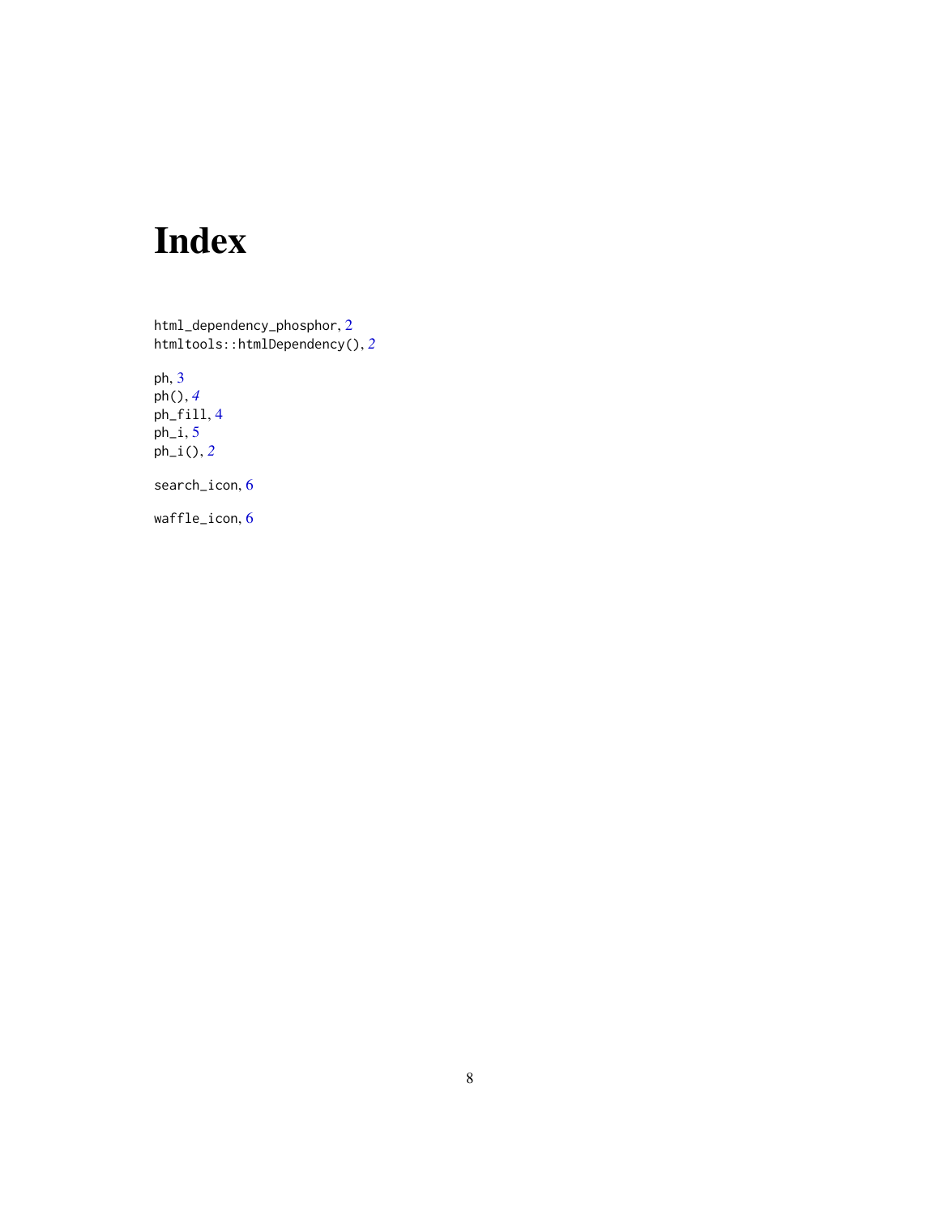# Index

html_dependency_phosphor, 2
htmltools::htmlDependency(), *2*

ph, 3
ph(), *4*
ph_fill, 4
ph_i, 5
ph_i(), *2*

search_icon, 6

waffle_icon, 6